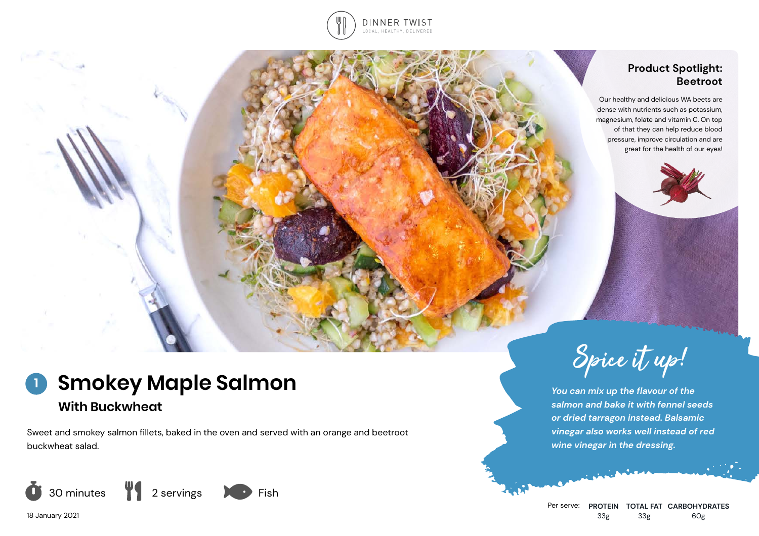DINNER TWIST
LOCAL, HEALTHY, DELIVERED

## Product Spotlight: Beetroot

Our healthy and delicious WA beets are dense with nutrients such as potassium, magnesium, folate and vitamin C. On top of that they can help reduce blood pressure, improve circulation and are great for the health of our eyes!

# 1 Smokey Maple Salmon

## With Buckwheat

Sweet and smokey salmon fillets, baked in the oven and served with an orange and beetroot buckwheat salad.

30 minutes | 2 servings | Fish

18 January 2021

## Spice it up!

*You can mix up the flavour of the salmon and bake it with fennel seeds or dried tarragon instead. Balsamic vinegar also works well instead of red wine vinegar in the dressing.*

| Per serve: | PROTEIN | TOTAL FAT | CARBOHYDRATES |
|---|---|---|---|
| | 33g | 33g | 60g |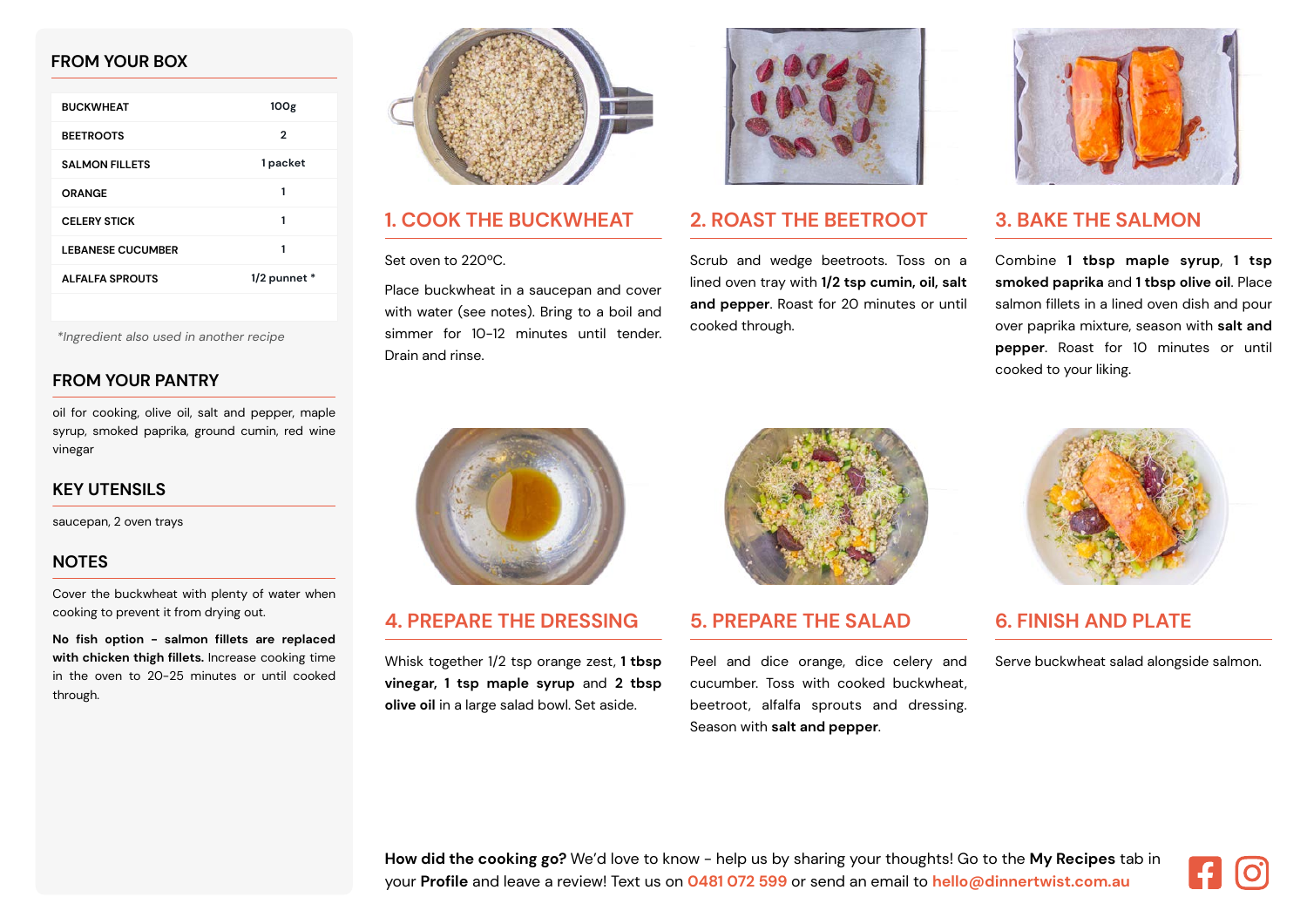## FROM YOUR BOX

| | |
|---|---|
| BUCKWHEAT | 100g |
| BEETROOTS | 2 |
| SALMON FILLETS | 1 packet |
| ORANGE | 1 |
| CELERY STICK | 1 |
| LEBANESE CUCUMBER | 1 |
| ALFALFA SPROUTS | 1/2 punnet * |

*Ingredient also used in another recipe*

## FROM YOUR PANTRY

oil for cooking, olive oil, salt and pepper, maple syrup, smoked paprika, ground cumin, red wine vinegar

## KEY UTENSILS

saucepan, 2 oven trays

## NOTES

Cover the buckwheat with plenty of water when cooking to prevent it from drying out.

**No fish option – salmon fillets are replaced with chicken thigh fillets.** Increase cooking time in the oven to 20-25 minutes or until cooked through.

## 1. COOK THE BUCKWHEAT

Set oven to 220°C.

Place buckwheat in a saucepan and cover with water (see notes). Bring to a boil and simmer for 10-12 minutes until tender. Drain and rinse.

## 2. ROAST THE BEETROOT

Scrub and wedge beetroots. Toss on a lined oven tray with **1/2 tsp cumin, oil, salt and pepper**. Roast for 20 minutes or until cooked through.

## 3. BAKE THE SALMON

Combine **1 tbsp maple syrup**, **1 tsp smoked paprika** and **1 tbsp olive oil**. Place salmon fillets in a lined oven dish and pour over paprika mixture, season with **salt and pepper**. Roast for 10 minutes or until cooked to your liking.

## 4. PREPARE THE DRESSING

Whisk together 1/2 tsp orange zest, **1 tbsp vinegar, 1 tsp maple syrup** and **2 tbsp olive oil** in a large salad bowl. Set aside.

## 5. PREPARE THE SALAD

Peel and dice orange, dice celery and cucumber. Toss with cooked buckwheat, beetroot, alfalfa sprouts and dressing. Season with **salt and pepper**.

## 6. FINISH AND PLATE

Serve buckwheat salad alongside salmon.

**How did the cooking go?** We'd love to know - help us by sharing your thoughts! Go to the **My Recipes** tab in your **Profile** and leave a review! Text us on 0481 072 599 or send an email to hello@dinnertwist.com.au